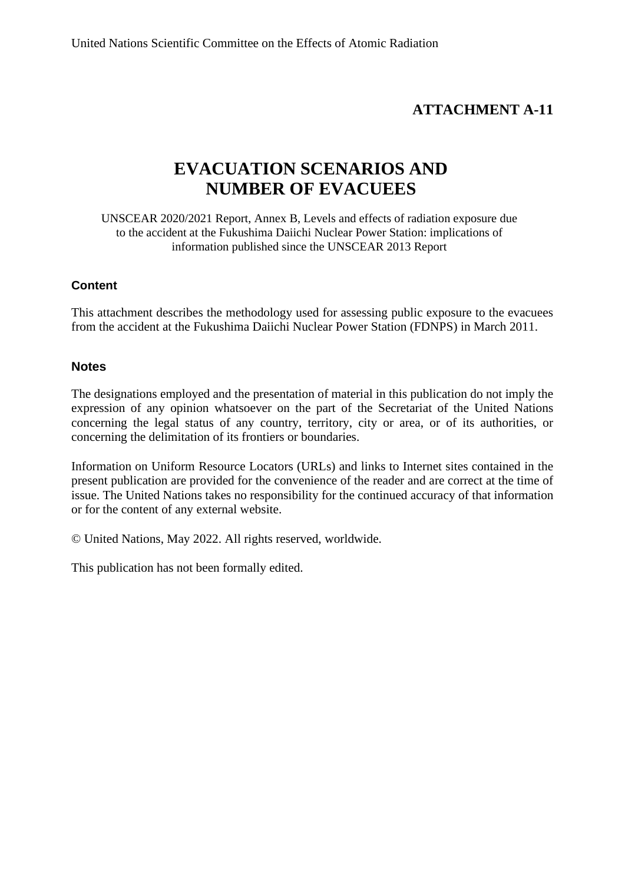United Nations Scientific Committee on the Effects of Atomic Radiation

## ATTACHMENT A-11

# EVACUATION SCENARIOS AND NUMBER OF EVACUEES

UNSCEAR 2020/2021 Report, Annex B, Levels and effects of radiation exposure due to the accident at the Fukushima Daiichi Nuclear Power Station: implications of information published since the UNSCEAR 2013 Report

### Content

This attachment describes the methodology used for assessing public exposure to the evacuees from the accident at the Fukushima Daiichi Nuclear Power Station (FDNPS) in March 2011.

### Notes

The designations employed and the presentation of material in this publication do not imply the expression of any opinion whatsoever on the part of the Secretariat of the United Nations concerning the legal status of any country, territory, city or area, or of its authorities, or concerning the delimitation of its frontiers or boundaries.

Information on Uniform Resource Locators (URLs) and links to Internet sites contained in the present publication are provided for the convenience of the reader and are correct at the time of issue. The United Nations takes no responsibility for the continued accuracy of that information or for the content of any external website.

© United Nations, May 2022. All rights reserved, worldwide.

This publication has not been formally edited.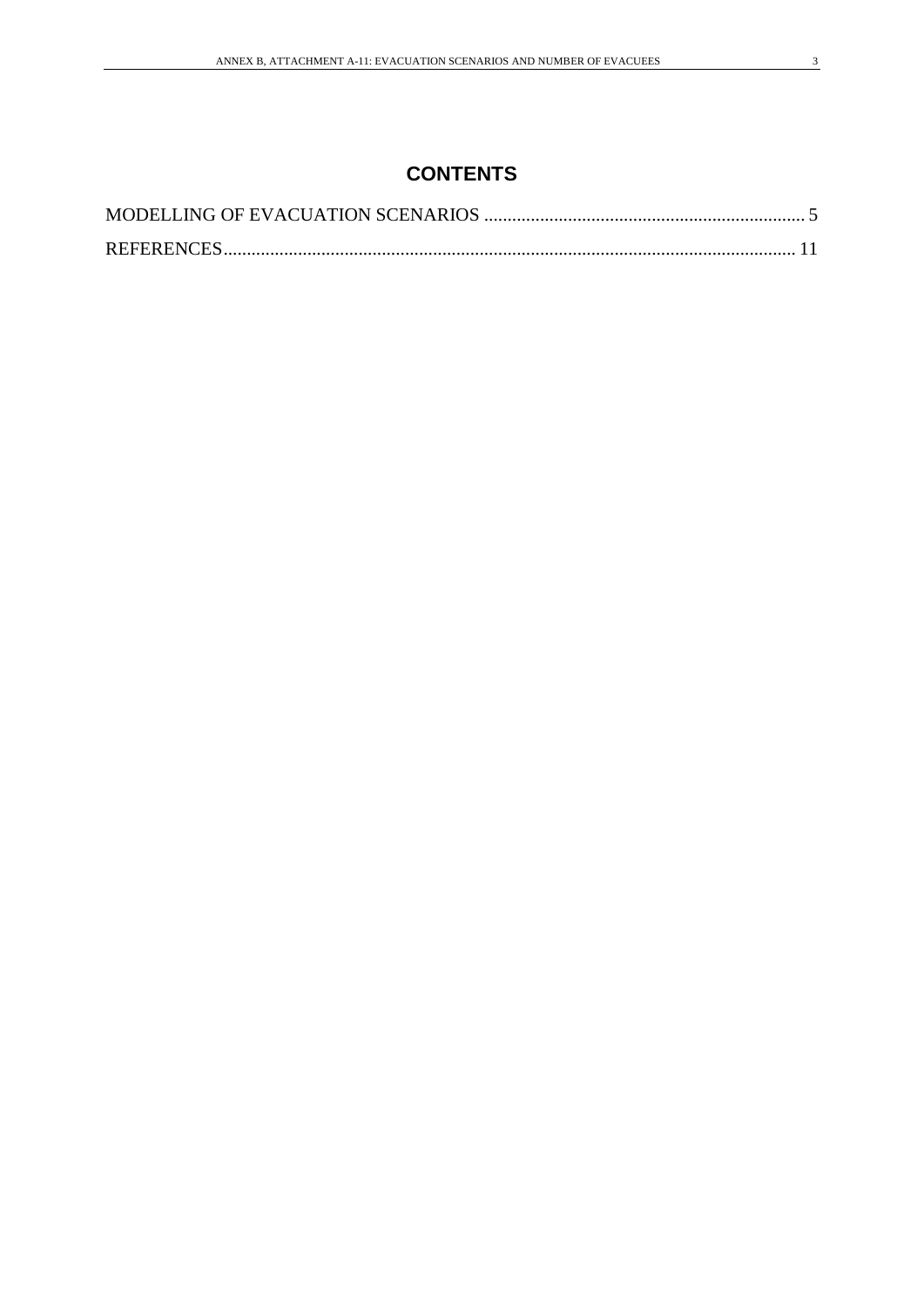# CONTENTS

MODELLING OF EVACUATION SCENARIOS ..................................................................... 5

REFERENCES.......................................................................................................................... 11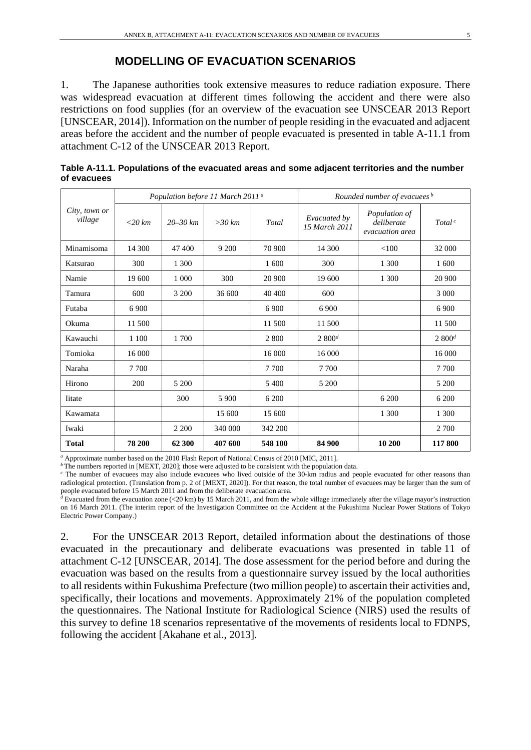## MODELLING OF EVACUATION SCENARIOS

1. The Japanese authorities took extensive measures to reduce radiation exposure. There was widespread evacuation at different times following the accident and there were also restrictions on food supplies (for an overview of the evacuation see UNSCEAR 2013 Report [UNSCEAR, 2014]). Information on the number of people residing in the evacuated and adjacent areas before the accident and the number of people evacuated is presented in table A-11.1 from attachment C-12 of the UNSCEAR 2013 Report.

**Table A-11.1. Populations of the evacuated areas and some adjacent territories and the number of evacuees**

| *City, town or village* | *Population before 11 March 2011* [a] | | | | *Rounded number of evacuees* [b] | | |
|---|---|---|---|---|---|---|---|
| | *<20 km* | *20–30 km* | *>30 km* | *Total* | *Evacuated by 15 March 2011* | *Population of deliberate evacuation area* | *Total* [c] |
| Minamisoma | 14 300 | 47 400 | 9 200 | 70 900 | 14 300 | <100 | 32 000 |
| Katsurao | 300 | 1 300 | | 1 600 | 300 | 1 300 | 1 600 |
| Namie | 19 600 | 1 000 | 300 | 20 900 | 19 600 | 1 300 | 20 900 |
| Tamura | 600 | 3 200 | 36 600 | 40 400 | 600 | | 3 000 |
| Futaba | 6 900 | | | 6 900 | 6 900 | | 6 900 |
| Okuma | 11 500 | | | 11 500 | 11 500 | | 11 500 |
| Kawauchi | 1 100 | 1 700 | | 2 800 | 2 800[d] | | 2 800[d] |
| Tomioka | 16 000 | | | 16 000 | 16 000 | | 16 000 |
| Naraha | 7 700 | | | 7 700 | 7 700 | | 7 700 |
| Hirono | 200 | 5 200 | | 5 400 | 5 200 | | 5 200 |
| Iitate | | 300 | 5 900 | 6 200 | | 6 200 | 6 200 |
| Kawamata | | | 15 600 | 15 600 | | 1 300 | 1 300 |
| Iwaki | | 2 200 | 340 000 | 342 200 | | | 2 700 |
| **Total** | **78 200** | **62 300** | **407 600** | **548 100** | **84 900** | **10 200** | **117 800** |

[a] Approximate number based on the 2010 Flash Report of National Census of 2010 [MIC, 2011].
[b] The numbers reported in [MEXT, 2020]; those were adjusted to be consistent with the population data.
[c] The number of evacuees may also include evacuees who lived outside of the 30-km radius and people evacuated for other reasons than radiological protection. (Translation from p. 2 of [MEXT, 2020]). For that reason, the total number of evacuees may be larger than the sum of people evacuated before 15 March 2011 and from the deliberate evacuation area.
[d] Evacuated from the evacuation zone (<20 km) by 15 March 2011, and from the whole village immediately after the village mayor's instruction on 16 March 2011. (The interim report of the Investigation Committee on the Accident at the Fukushima Nuclear Power Stations of Tokyo Electric Power Company.)

2. For the UNSCEAR 2013 Report, detailed information about the destinations of those evacuated in the precautionary and deliberate evacuations was presented in table 11 of attachment C-12 [UNSCEAR, 2014]. The dose assessment for the period before and during the evacuation was based on the results from a questionnaire survey issued by the local authorities to all residents within Fukushima Prefecture (two million people) to ascertain their activities and, specifically, their locations and movements. Approximately 21% of the population completed the questionnaires. The National Institute for Radiological Science (NIRS) used the results of this survey to define 18 scenarios representative of the movements of residents local to FDNPS, following the accident [Akahane et al., 2013].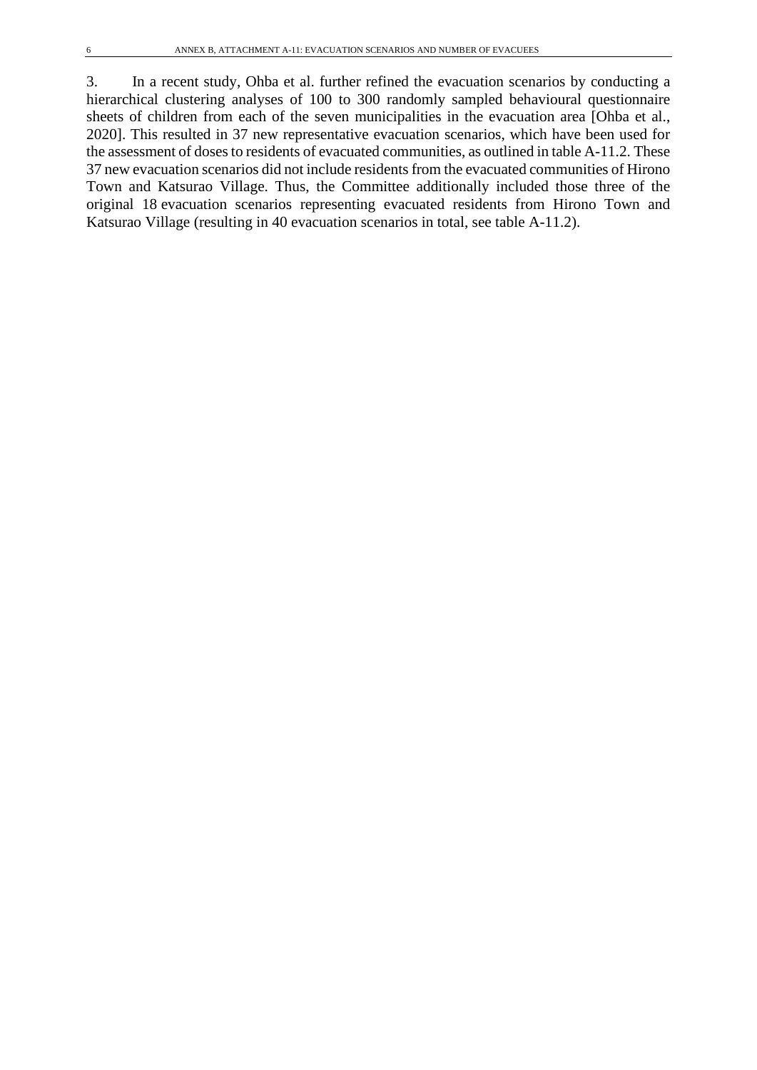3. In a recent study, Ohba et al. further refined the evacuation scenarios by conducting a hierarchical clustering analyses of 100 to 300 randomly sampled behavioural questionnaire sheets of children from each of the seven municipalities in the evacuation area [Ohba et al., 2020]. This resulted in 37 new representative evacuation scenarios, which have been used for the assessment of doses to residents of evacuated communities, as outlined in table A-11.2. These 37 new evacuation scenarios did not include residents from the evacuated communities of Hirono Town and Katsurao Village. Thus, the Committee additionally included those three of the original 18 evacuation scenarios representing evacuated residents from Hirono Town and Katsurao Village (resulting in 40 evacuation scenarios in total, see table A-11.2).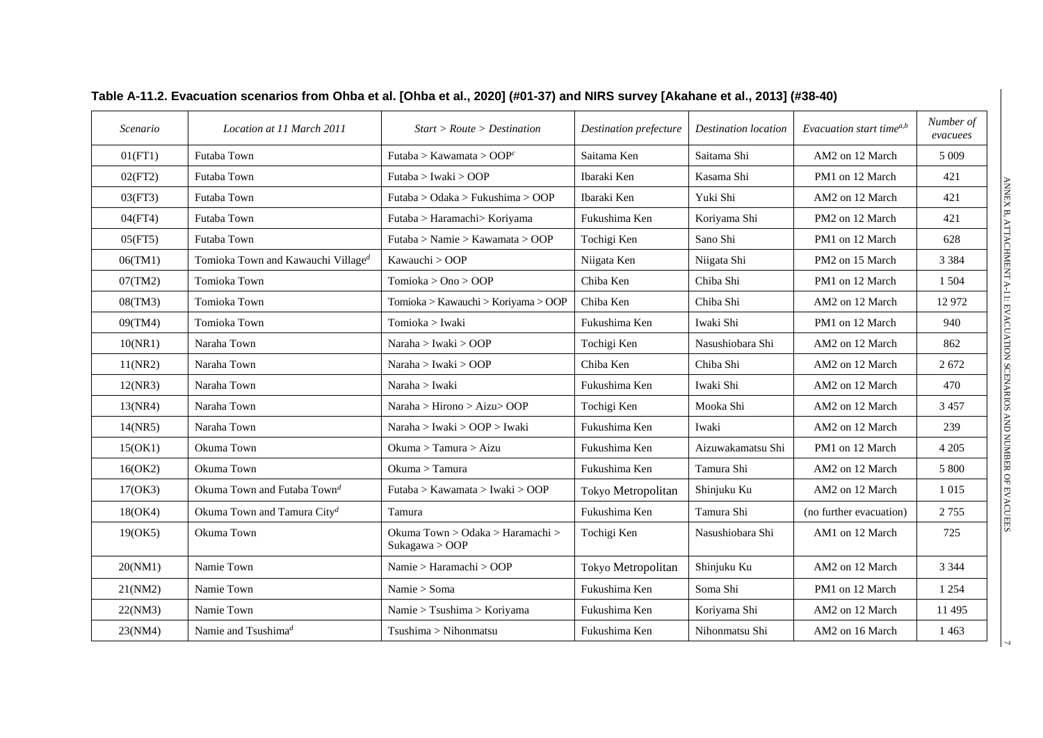**Table A-11.2. Evacuation scenarios from Ohba et al. [Ohba et al., 2020] (#01-37) and NIRS survey [Akahane et al., 2013] (#38-40)**

| *Scenario* | *Location at 11 March 2011* | *Start > Route > Destination* | *Destination prefecture* | *Destination location* | *Evacuation start time[a,b]* | *Number of evacuees* |
|---|---|---|---|---|---|---|
| 01(FT1) | Futaba Town | Futaba > Kawamata > OOP[c] | Saitama Ken | Saitama Shi | AM2 on 12 March | 5 009 |
| 02(FT2) | Futaba Town | Futaba > Iwaki > OOP | Ibaraki Ken | Kasama Shi | PM1 on 12 March | 421 |
| 03(FT3) | Futaba Town | Futaba > Odaka > Fukushima > OOP | Ibaraki Ken | Yuki Shi | AM2 on 12 March | 421 |
| 04(FT4) | Futaba Town | Futaba > Haramachi> Koriyama | Fukushima Ken | Koriyama Shi | PM2 on 12 March | 421 |
| 05(FT5) | Futaba Town | Futaba > Namie > Kawamata > OOP | Tochigi Ken | Sano Shi | PM1 on 12 March | 628 |
| 06(TM1) | Tomioka Town and Kawauchi Village[d] | Kawauchi > OOP | Niigata Ken | Niigata Shi | PM2 on 15 March | 3 384 |
| 07(TM2) | Tomioka Town | Tomioka > Ono > OOP | Chiba Ken | Chiba Shi | PM1 on 12 March | 1 504 |
| 08(TM3) | Tomioka Town | Tomioka > Kawauchi > Koriyama > OOP | Chiba Ken | Chiba Shi | AM2 on 12 March | 12 972 |
| 09(TM4) | Tomioka Town | Tomioka > Iwaki | Fukushima Ken | Iwaki Shi | PM1 on 12 March | 940 |
| 10(NR1) | Naraha Town | Naraha > Iwaki > OOP | Tochigi Ken | Nasushiobara Shi | AM2 on 12 March | 862 |
| 11(NR2) | Naraha Town | Naraha > Iwaki > OOP | Chiba Ken | Chiba Shi | AM2 on 12 March | 2 672 |
| 12(NR3) | Naraha Town | Naraha > Iwaki | Fukushima Ken | Iwaki Shi | AM2 on 12 March | 470 |
| 13(NR4) | Naraha Town | Naraha > Hirono > Aizu> OOP | Tochigi Ken | Mooka Shi | AM2 on 12 March | 3 457 |
| 14(NR5) | Naraha Town | Naraha > Iwaki > OOP > Iwaki | Fukushima Ken | Iwaki | AM2 on 12 March | 239 |
| 15(OK1) | Okuma Town | Okuma > Tamura > Aizu | Fukushima Ken | Aizuwakamatsu Shi | PM1 on 12 March | 4 205 |
| 16(OK2) | Okuma Town | Okuma > Tamura | Fukushima Ken | Tamura Shi | AM2 on 12 March | 5 800 |
| 17(OK3) | Okuma Town and Futaba Town[d] | Futaba > Kawamata > Iwaki > OOP | Tokyo Metropolitan | Shinjuku Ku | AM2 on 12 March | 1 015 |
| 18(OK4) | Okuma Town and Tamura City[d] | Tamura | Fukushima Ken | Tamura Shi | (no further evacuation) | 2 755 |
| 19(OK5) | Okuma Town | Okuma Town > Odaka > Haramachi > Sukagawa > OOP | Tochigi Ken | Nasushiobara Shi | AM1 on 12 March | 725 |
| 20(NM1) | Namie Town | Namie > Haramachi > OOP | Tokyo Metropolitan | Shinjuku Ku | AM2 on 12 March | 3 344 |
| 21(NM2) | Namie Town | Namie > Soma | Fukushima Ken | Soma Shi | PM1 on 12 March | 1 254 |
| 22(NM3) | Namie Town | Namie > Tsushima > Koriyama | Fukushima Ken | Koriyama Shi | AM2 on 12 March | 11 495 |
| 23(NM4) | Namie and Tsushima[d] | Tsushima > Nihonmatsu | Fukushima Ken | Nihonmatsu Shi | AM2 on 16 March | 1 463 |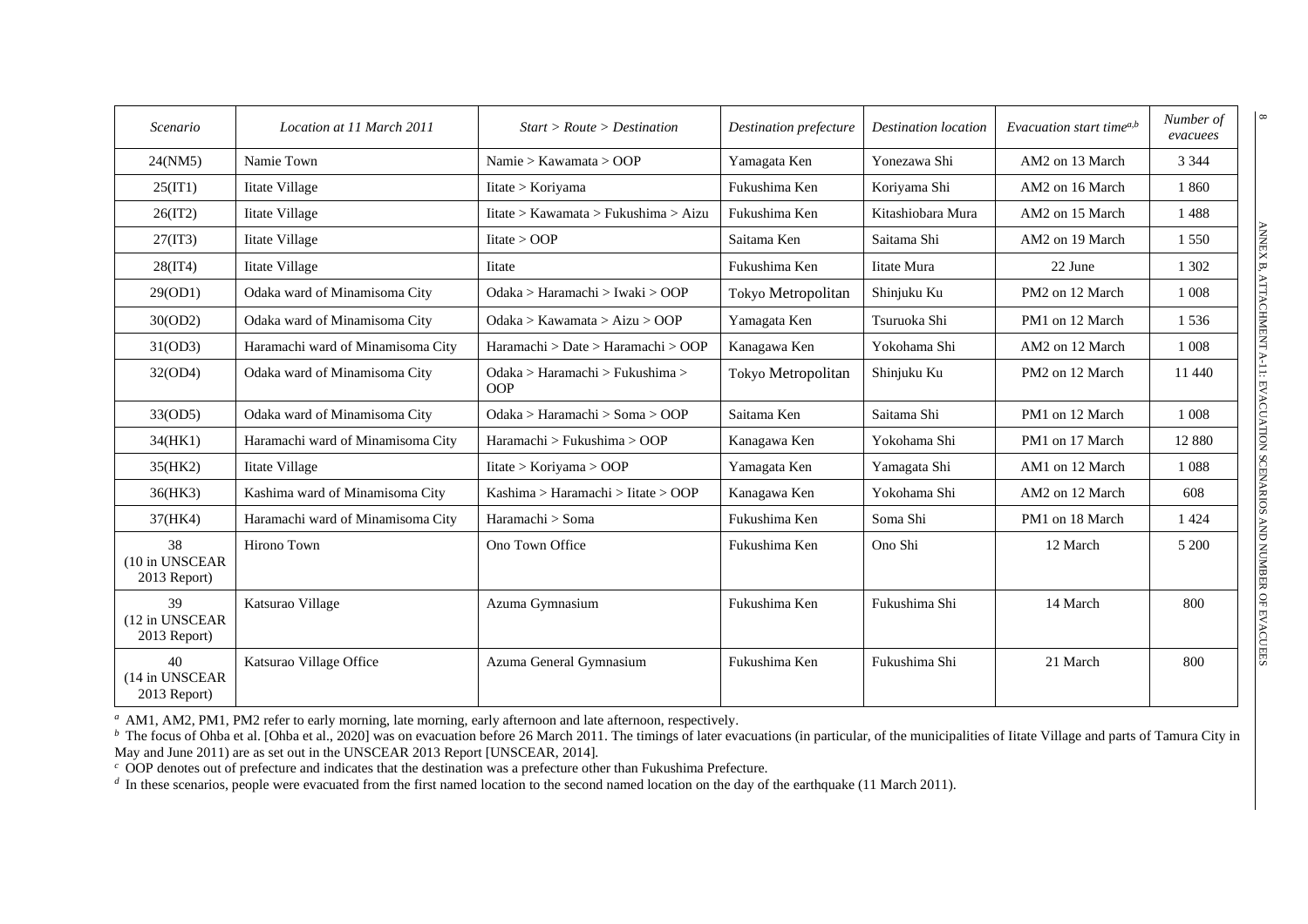| *Scenario* | *Location at 11 March 2011* | *Start > Route > Destination* | *Destination prefecture* | *Destination location* | *Evacuation start time*[a,b] | *Number of evacuees* |
|---|---|---|---|---|---|---|
| 24(NM5) | Namie Town | Namie > Kawamata > OOP | Yamagata Ken | Yonezawa Shi | AM2 on 13 March | 3 344 |
| 25(IT1) | Iitate Village | Iitate > Koriyama | Fukushima Ken | Koriyama Shi | AM2 on 16 March | 1 860 |
| 26(IT2) | Iitate Village | Iitate > Kawamata > Fukushima > Aizu | Fukushima Ken | Kitashiobara Mura | AM2 on 15 March | 1 488 |
| 27(IT3) | Iitate Village | Iitate > OOP | Saitama Ken | Saitama Shi | AM2 on 19 March | 1 550 |
| 28(IT4) | Iitate Village | Iitate | Fukushima Ken | Iitate Mura | 22 June | 1 302 |
| 29(OD1) | Odaka ward of Minamisoma City | Odaka > Haramachi > Iwaki > OOP | Tokyo Metropolitan | Shinjuku Ku | PM2 on 12 March | 1 008 |
| 30(OD2) | Odaka ward of Minamisoma City | Odaka > Kawamata > Aizu > OOP | Yamagata Ken | Tsuruoka Shi | PM1 on 12 March | 1 536 |
| 31(OD3) | Haramachi ward of Minamisoma City | Haramachi > Date > Haramachi > OOP | Kanagawa Ken | Yokohama Shi | AM2 on 12 March | 1 008 |
| 32(OD4) | Odaka ward of Minamisoma City | Odaka > Haramachi > Fukushima > OOP | Tokyo Metropolitan | Shinjuku Ku | PM2 on 12 March | 11 440 |
| 33(OD5) | Odaka ward of Minamisoma City | Odaka > Haramachi > Soma > OOP | Saitama Ken | Saitama Shi | PM1 on 12 March | 1 008 |
| 34(HK1) | Haramachi ward of Minamisoma City | Haramachi > Fukushima > OOP | Kanagawa Ken | Yokohama Shi | PM1 on 17 March | 12 880 |
| 35(HK2) | Iitate Village | Iitate > Koriyama > OOP | Yamagata Ken | Yamagata Shi | AM1 on 12 March | 1 088 |
| 36(HK3) | Kashima ward of Minamisoma City | Kashima > Haramachi > Iitate > OOP | Kanagawa Ken | Yokohama Shi | AM2 on 12 March | 608 |
| 37(HK4) | Haramachi ward of Minamisoma City | Haramachi > Soma | Fukushima Ken | Soma Shi | PM1 on 18 March | 1 424 |
| 38 (10 in UNSCEAR 2013 Report) | Hirono Town | Ono Town Office | Fukushima Ken | Ono Shi | 12 March | 5 200 |
| 39 (12 in UNSCEAR 2013 Report) | Katsurao Village | Azuma Gymnasium | Fukushima Ken | Fukushima Shi | 14 March | 800 |
| 40 (14 in UNSCEAR 2013 Report) | Katsurao Village Office | Azuma General Gymnasium | Fukushima Ken | Fukushima Shi | 21 March | 800 |

[a] AM1, AM2, PM1, PM2 refer to early morning, late morning, early afternoon and late afternoon, respectively.

[b] The focus of Ohba et al. [Ohba et al., 2020] was on evacuation before 26 March 2011. The timings of later evacuations (in particular, of the municipalities of Iitate Village and parts of Tamura City in May and June 2011) are as set out in the UNSCEAR 2013 Report [UNSCEAR, 2014].

[c] OOP denotes out of prefecture and indicates that the destination was a prefecture other than Fukushima Prefecture.

[d] In these scenarios, people were evacuated from the first named location to the second named location on the day of the earthquake (11 March 2011).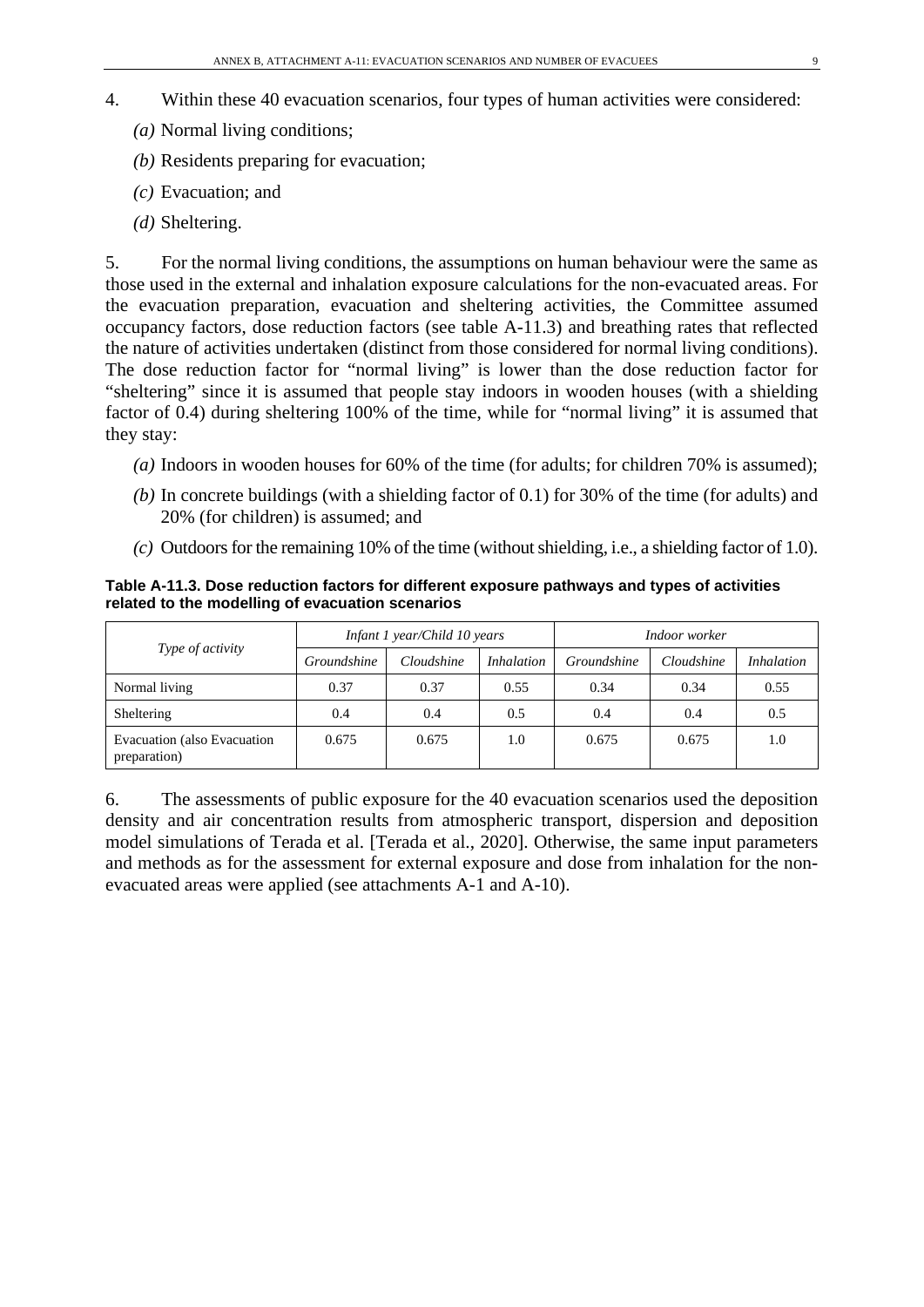4. Within these 40 evacuation scenarios, four types of human activities were considered:

*(a)* Normal living conditions;

*(b)* Residents preparing for evacuation;

*(c)* Evacuation; and

*(d)* Sheltering.

5. For the normal living conditions, the assumptions on human behaviour were the same as those used in the external and inhalation exposure calculations for the non-evacuated areas. For the evacuation preparation, evacuation and sheltering activities, the Committee assumed occupancy factors, dose reduction factors (see table A-11.3) and breathing rates that reflected the nature of activities undertaken (distinct from those considered for normal living conditions). The dose reduction factor for "normal living" is lower than the dose reduction factor for "sheltering" since it is assumed that people stay indoors in wooden houses (with a shielding factor of 0.4) during sheltering 100% of the time, while for "normal living" it is assumed that they stay:

*(a)* Indoors in wooden houses for 60% of the time (for adults; for children 70% is assumed);

*(b)* In concrete buildings (with a shielding factor of 0.1) for 30% of the time (for adults) and 20% (for children) is assumed; and

*(c)* Outdoors for the remaining 10% of the time (without shielding, i.e., a shielding factor of 1.0).

**Table A-11.3. Dose reduction factors for different exposure pathways and types of activities related to the modelling of evacuation scenarios**

| *Type of activity* | *Infant 1 year/Child 10 years* | | | *Indoor worker* | | |
|---|---|---|---|---|---|---|
| | *Groundshine* | *Cloudshine* | *Inhalation* | *Groundshine* | *Cloudshine* | *Inhalation* |
| Normal living | 0.37 | 0.37 | 0.55 | 0.34 | 0.34 | 0.55 |
| Sheltering | 0.4 | 0.4 | 0.5 | 0.4 | 0.4 | 0.5 |
| Evacuation (also Evacuation preparation) | 0.675 | 0.675 | 1.0 | 0.675 | 0.675 | 1.0 |

6. The assessments of public exposure for the 40 evacuation scenarios used the deposition density and air concentration results from atmospheric transport, dispersion and deposition model simulations of Terada et al. [Terada et al., 2020]. Otherwise, the same input parameters and methods as for the assessment for external exposure and dose from inhalation for the non-evacuated areas were applied (see attachments A-1 and A-10).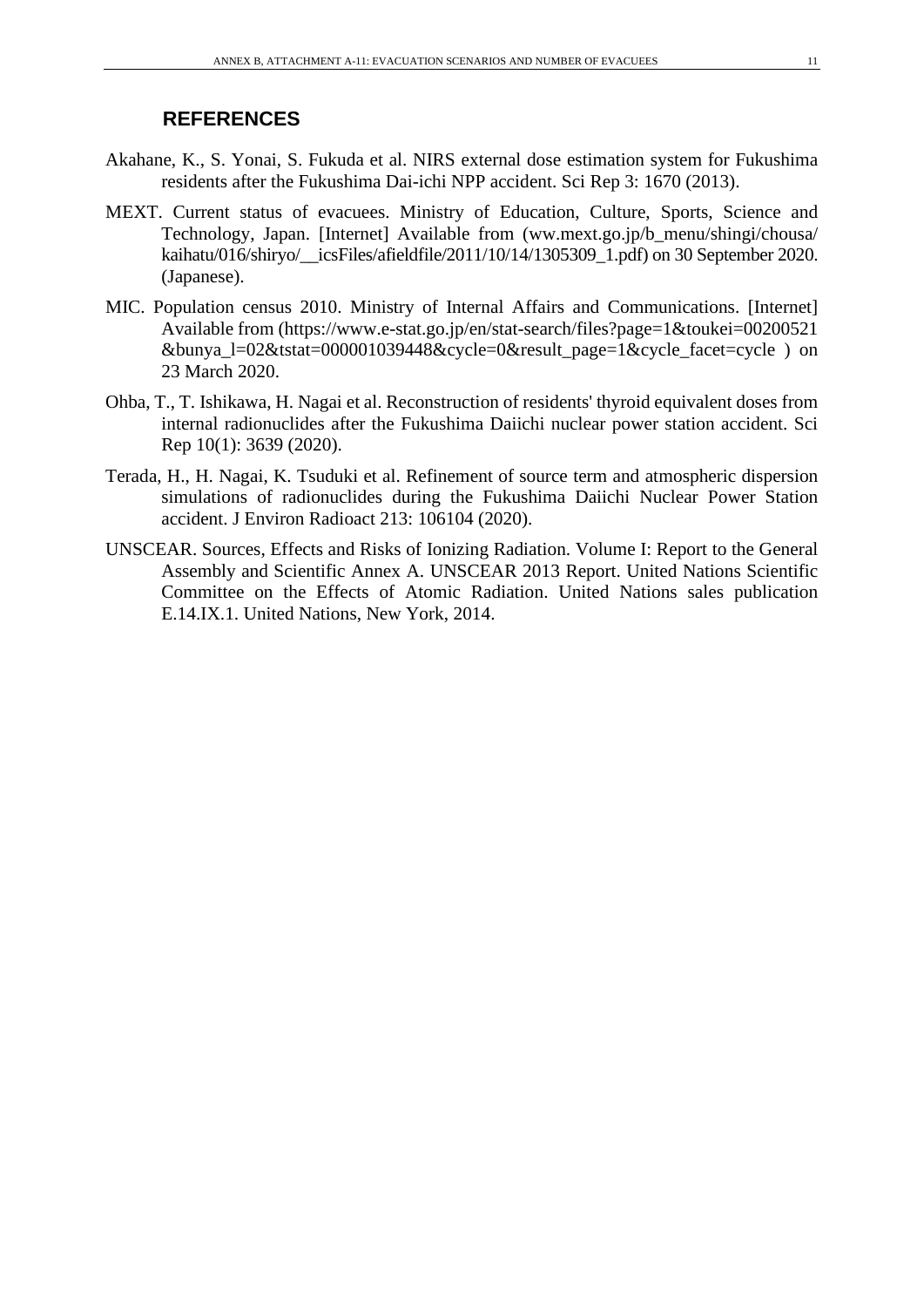## REFERENCES

Akahane, K., S. Yonai, S. Fukuda et al. NIRS external dose estimation system for Fukushima residents after the Fukushima Dai-ichi NPP accident. Sci Rep 3: 1670 (2013).

MEXT. Current status of evacuees. Ministry of Education, Culture, Sports, Science and Technology, Japan. [Internet] Available from (ww.mext.go.jp/b_menu/shingi/chousa/kaihatu/016/shiryo/__icsFiles/afieldfile/2011/10/14/1305309_1.pdf) on 30 September 2020. (Japanese).

MIC. Population census 2010. Ministry of Internal Affairs and Communications. [Internet] Available from (https://www.e-stat.go.jp/en/stat-search/files?page=1&toukei=00200521&bunya_l=02&tstat=000001039448&cycle=0&result_page=1&cycle_facet=cycle ) on 23 March 2020.

Ohba, T., T. Ishikawa, H. Nagai et al. Reconstruction of residents' thyroid equivalent doses from internal radionuclides after the Fukushima Daiichi nuclear power station accident. Sci Rep 10(1): 3639 (2020).

Terada, H., H. Nagai, K. Tsuduki et al. Refinement of source term and atmospheric dispersion simulations of radionuclides during the Fukushima Daiichi Nuclear Power Station accident. J Environ Radioact 213: 106104 (2020).

UNSCEAR. Sources, Effects and Risks of Ionizing Radiation. Volume I: Report to the General Assembly and Scientific Annex A. UNSCEAR 2013 Report. United Nations Scientific Committee on the Effects of Atomic Radiation. United Nations sales publication E.14.IX.1. United Nations, New York, 2014.